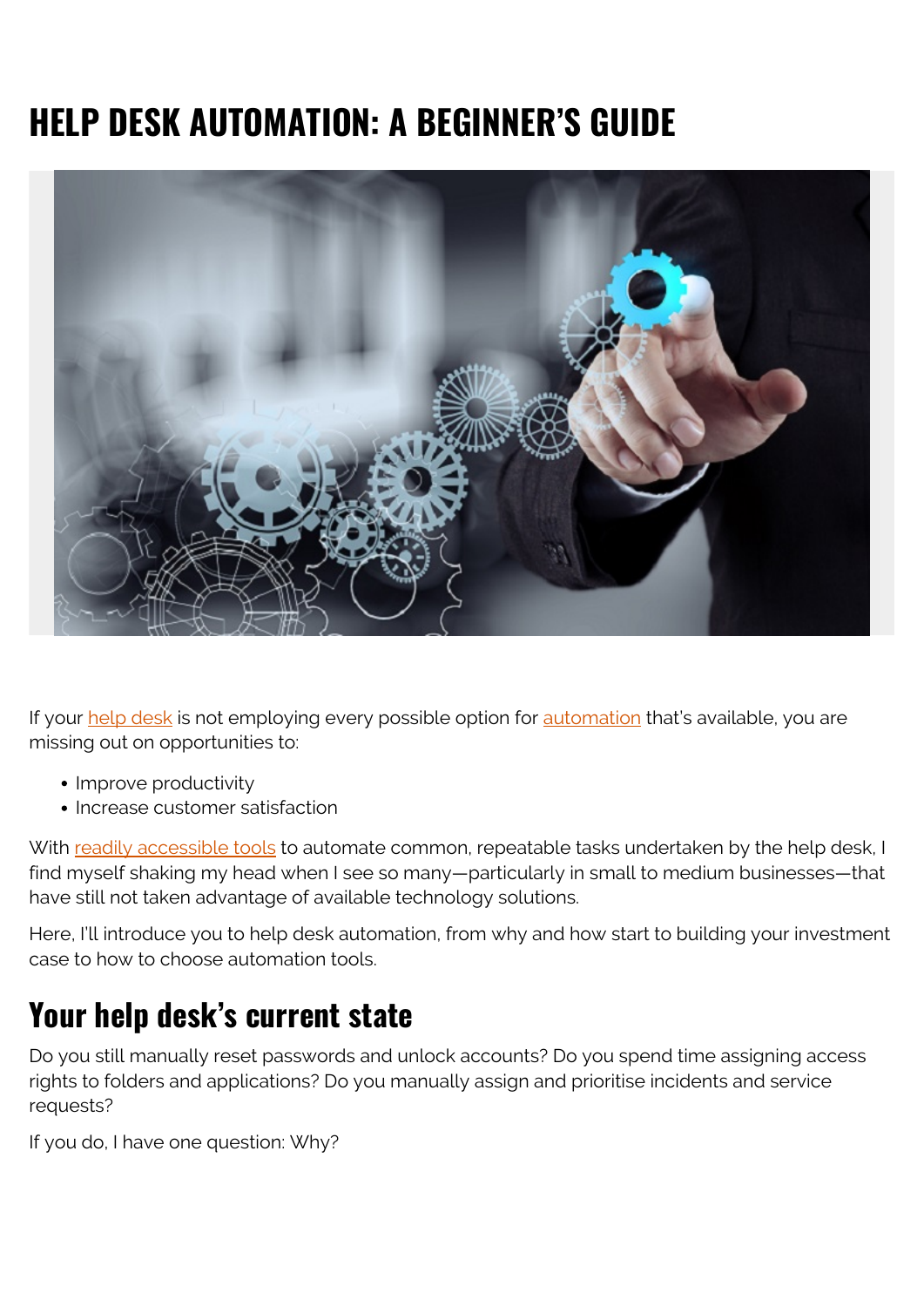# HELP DESK AUTOMATION: A BEGINNER'S GUIDE

If your help desk is not employing every possible option for automation that's available, you are missing out on opportunities to:

- Improve productivity
- Increase customer satisfaction

With readily accessible tools to automate common, repeatable tasks undertaken by the help desk, I find myself shaking my head when I see so many—particularly in small to medium businesses—that have still not taken advantage of available technology solutions.

Here, I'll introduce you to help desk automation, from why and how start to building your investment case to how to choose automation tools.

## Your help desk's current state

Do you still manually reset passwords and unlock accounts? Do you spend time assigning access rights to folders and applications? Do you manually assign and prioritise incidents and service requests?

If you do, I have one question: Why?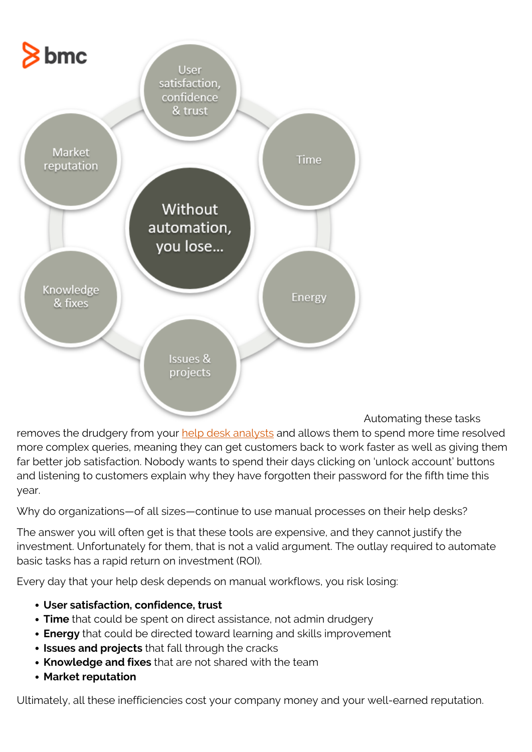Automating these tasks removes the drudgery from your [help desk analysts](#) and allows them to spend more time resolved more complex queries, meaning they can get customers back to work faster as well as giving them far better job satisfaction. Nobody wants to spend their days clicking on 'unlock account' buttons and listening to customers explain why they have forgotten their password for the fifth time this year.

Why do organizations—of all sizes—continue to use manual processes on their help desks?

The answer you will often get is that these tools are expensive, and they cannot justify the investment. Unfortunately for them, that is not a valid argument. The outlay required to automate basic tasks has a rapid return on investment (ROI).

Every day that your help desk depends on manual workflows, you risk losing:

- **User satisfaction, confidence, trust**
- **Time** that could be spent on direct assistance, not admin drudgery
- **Energy** that could be directed toward learning and skills improvement
- **Issues and projects** that fall through the cracks
- **Knowledge and fixes** that are not shared with the team
- **Market reputation**

Ultimately, all these inefficiencies cost your company money and your well-earned reputation.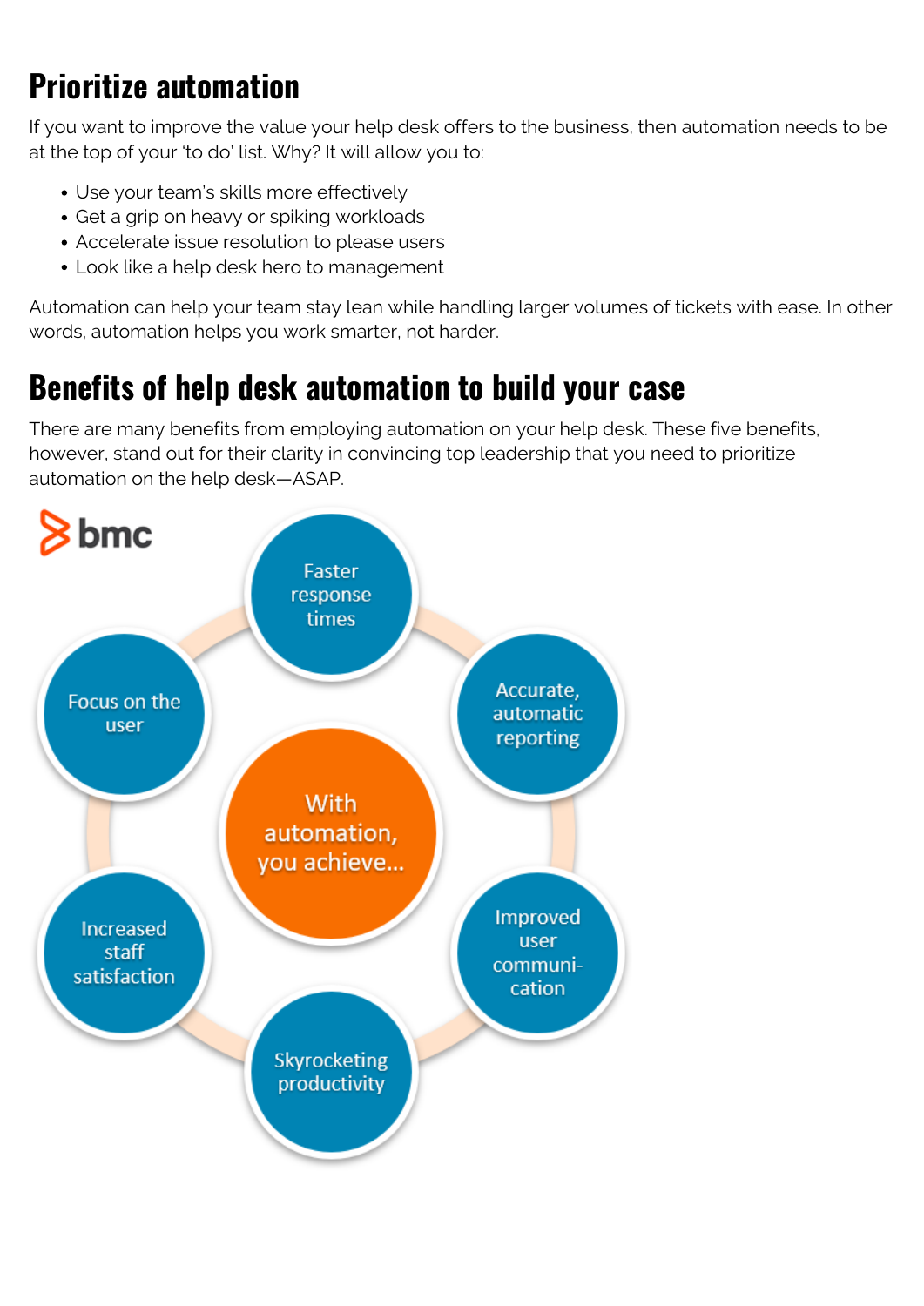## Prioritize automation

If you want to improve the value your help desk offers to the business, then automation needs to be at the top of your 'to do' list. Why? It will allow you to:

- Use your team's skills more effectively
- Get a grip on heavy or spiking workloads
- Accelerate issue resolution to please users
- Look like a help desk hero to management

Automation can help your team stay lean while handling larger volumes of tickets with ease. In other words, automation helps you work smarter, not harder.

## Benefits of help desk automation to build your case

There are many benefits from employing automation on your help desk. These five benefits, however, stand out for their clarity in convincing top leadership that you need to prioritize automation on the help desk—ASAP.

bmc

With automation, you achieve...

- Faster response times
- Accurate, automatic reporting
- Improved user communication
- Skyrocketing productivity
- Increased staff satisfaction
- Focus on the user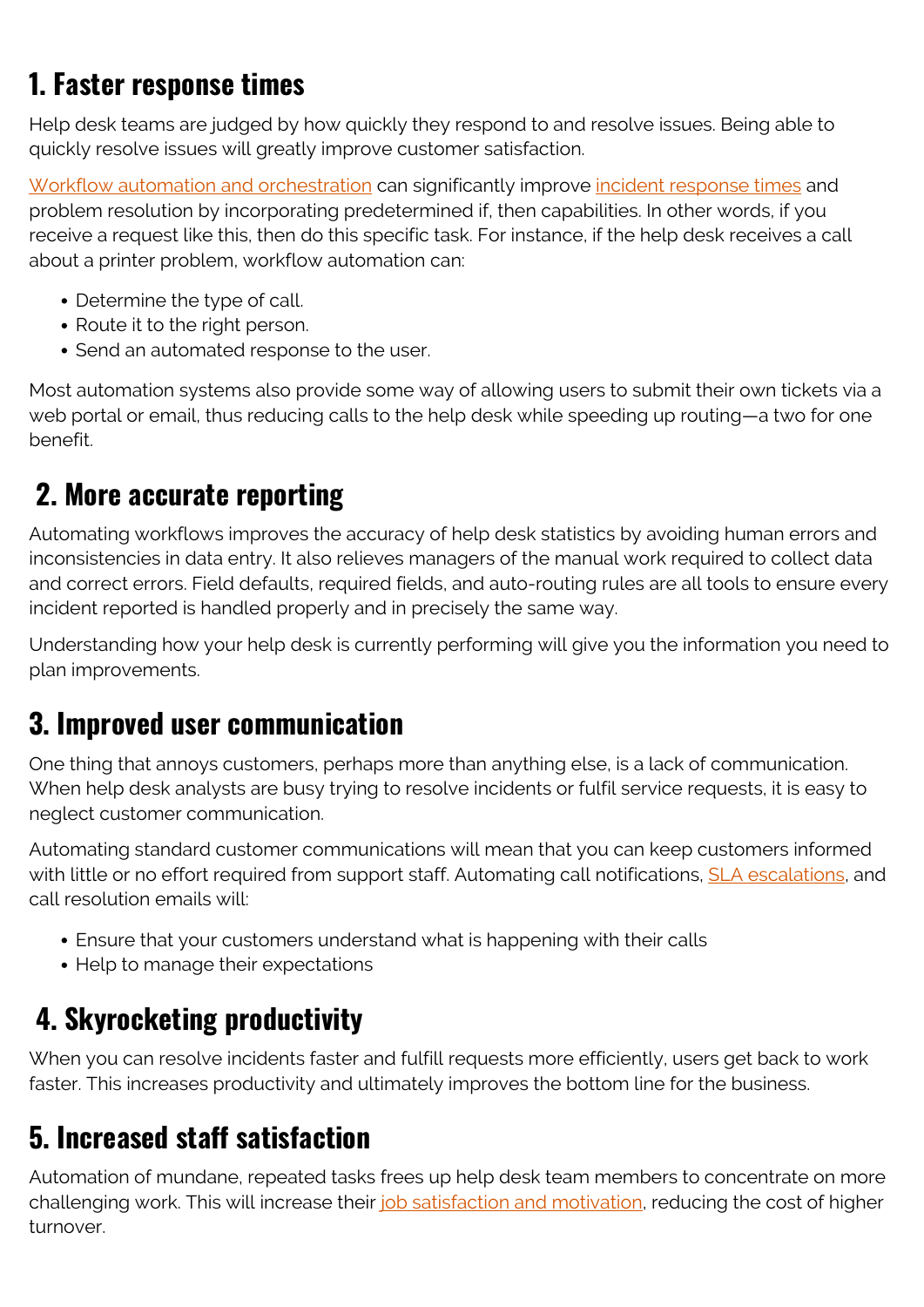## 1. Faster response times

Help desk teams are judged by how quickly they respond to and resolve issues. Being able to quickly resolve issues will greatly improve customer satisfaction.

Workflow automation and orchestration can significantly improve incident response times and problem resolution by incorporating predetermined if, then capabilities. In other words, if you receive a request like this, then do this specific task. For instance, if the help desk receives a call about a printer problem, workflow automation can:

- Determine the type of call.
- Route it to the right person.
- Send an automated response to the user.

Most automation systems also provide some way of allowing users to submit their own tickets via a web portal or email, thus reducing calls to the help desk while speeding up routing—a two for one benefit.

## 2. More accurate reporting

Automating workflows improves the accuracy of help desk statistics by avoiding human errors and inconsistencies in data entry. It also relieves managers of the manual work required to collect data and correct errors. Field defaults, required fields, and auto-routing rules are all tools to ensure every incident reported is handled properly and in precisely the same way.

Understanding how your help desk is currently performing will give you the information you need to plan improvements.

## 3. Improved user communication

One thing that annoys customers, perhaps more than anything else, is a lack of communication. When help desk analysts are busy trying to resolve incidents or fulfil service requests, it is easy to neglect customer communication.

Automating standard customer communications will mean that you can keep customers informed with little or no effort required from support staff. Automating call notifications, SLA escalations, and call resolution emails will:

- Ensure that your customers understand what is happening with their calls
- Help to manage their expectations

## 4. Skyrocketing productivity

When you can resolve incidents faster and fulfill requests more efficiently, users get back to work faster. This increases productivity and ultimately improves the bottom line for the business.

## 5. Increased staff satisfaction

Automation of mundane, repeated tasks frees up help desk team members to concentrate on more challenging work. This will increase their job satisfaction and motivation, reducing the cost of higher turnover.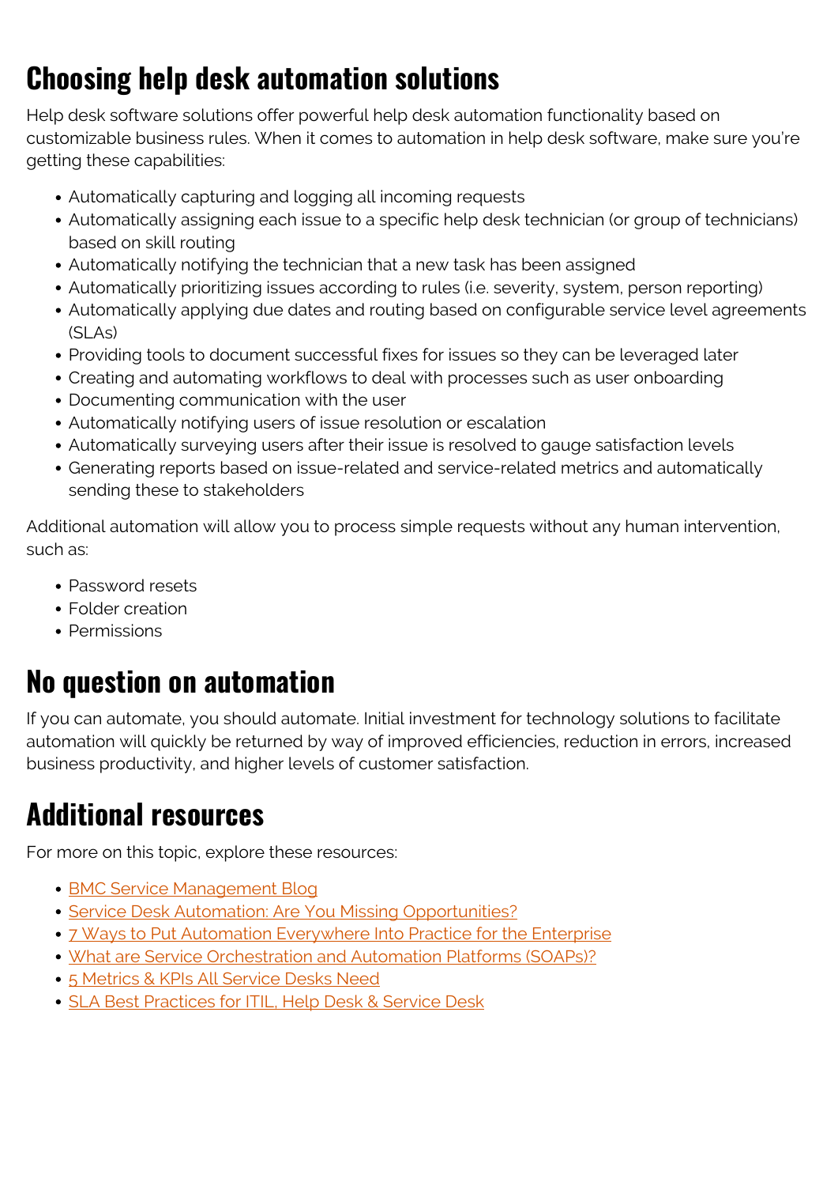## Choosing help desk automation solutions

Help desk software solutions offer powerful help desk automation functionality based on customizable business rules. When it comes to automation in help desk software, make sure you're getting these capabilities:

- Automatically capturing and logging all incoming requests
- Automatically assigning each issue to a specific help desk technician (or group of technicians) based on skill routing
- Automatically notifying the technician that a new task has been assigned
- Automatically prioritizing issues according to rules (i.e. severity, system, person reporting)
- Automatically applying due dates and routing based on configurable service level agreements (SLAs)
- Providing tools to document successful fixes for issues so they can be leveraged later
- Creating and automating workflows to deal with processes such as user onboarding
- Documenting communication with the user
- Automatically notifying users of issue resolution or escalation
- Automatically surveying users after their issue is resolved to gauge satisfaction levels
- Generating reports based on issue-related and service-related metrics and automatically sending these to stakeholders

Additional automation will allow you to process simple requests without any human intervention, such as:

- Password resets
- Folder creation
- Permissions

## No question on automation

If you can automate, you should automate. Initial investment for technology solutions to facilitate automation will quickly be returned by way of improved efficiencies, reduction in errors, increased business productivity, and higher levels of customer satisfaction.

## Additional resources

For more on this topic, explore these resources:

- BMC Service Management Blog
- Service Desk Automation: Are You Missing Opportunities?
- 7 Ways to Put Automation Everywhere Into Practice for the Enterprise
- What are Service Orchestration and Automation Platforms (SOAPs)?
- 5 Metrics & KPIs All Service Desks Need
- SLA Best Practices for ITIL, Help Desk & Service Desk